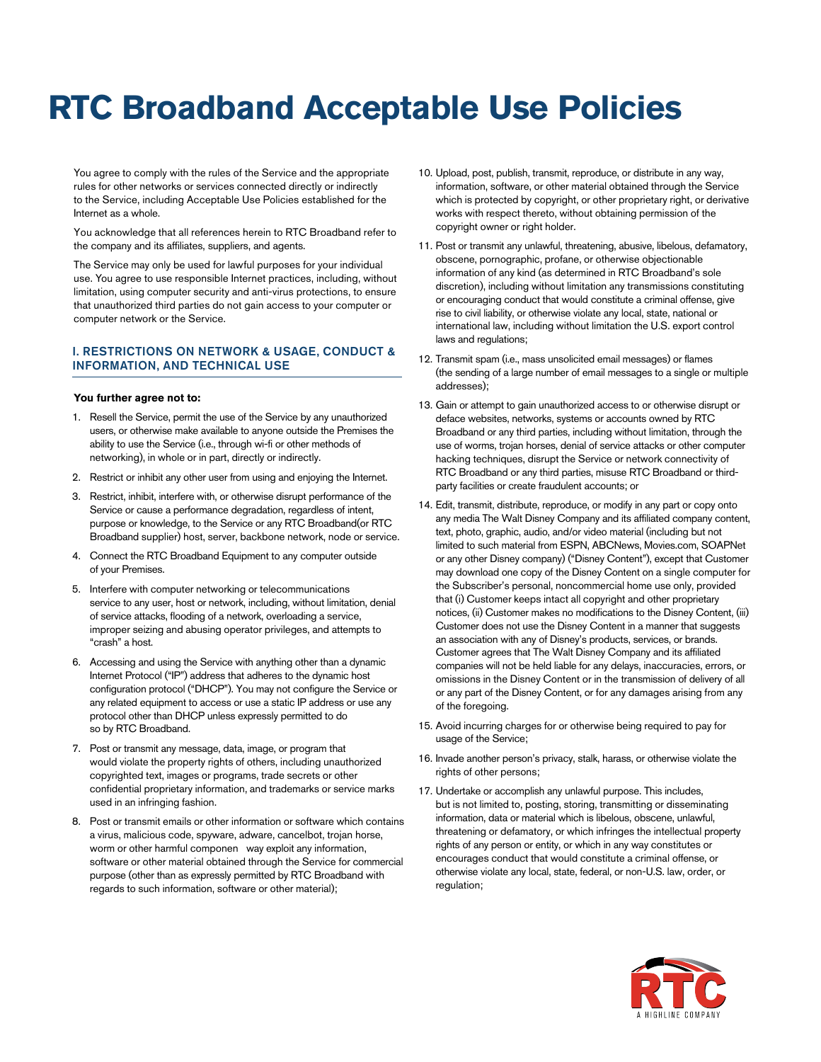# RTC Broadband Acceptable Use Policies

You agree to comply with the rules of the Service and the appropriate rules for other networks or services connected directly or indirectly to the Service, including Acceptable Use Policies established for the Internet as a whole.

You acknowledge that all references herein to RTC Broadband refer to the company and its affiliates, suppliers, and agents.

The Service may only be used for lawful purposes for your individual use. You agree to use responsible Internet practices, including, without limitation, using computer security and anti-virus protections, to ensure that unauthorized third parties do not gain access to your computer or computer network or the Service.

## I. RESTRICTIONS ON NETWORK & USAGE, CONDUCT & INFORMATION, AND TECHNICAL USE

**You further agree not to:**

1. Resell the Service, permit the use of the Service by any unauthorized users, or otherwise make available to anyone outside the Premises the ability to use the Service (i.e., through wi-fi or other methods of networking), in whole or in part, directly or indirectly.
2. Restrict or inhibit any other user from using and enjoying the Internet.
3. Restrict, inhibit, interfere with, or otherwise disrupt performance of the Service or cause a performance degradation, regardless of intent, purpose or knowledge, to the Service or any RTC Broadband(or RTC Broadband supplier) host, server, backbone network, node or service.
4. Connect the RTC Broadband Equipment to any computer outside of your Premises.
5. Interfere with computer networking or telecommunications service to any user, host or network, including, without limitation, denial of service attacks, flooding of a network, overloading a service, improper seizing and abusing operator privileges, and attempts to "crash" a host.
6. Accessing and using the Service with anything other than a dynamic Internet Protocol ("IP") address that adheres to the dynamic host configuration protocol ("DHCP"). You may not configure the Service or any related equipment to access or use a static IP address or use any protocol other than DHCP unless expressly permitted to do so by RTC Broadband.
7. Post or transmit any message, data, image, or program that would violate the property rights of others, including unauthorized copyrighted text, images or programs, trade secrets or other confidential proprietary information, and trademarks or service marks used in an infringing fashion.
8. Post or transmit emails or other information or software which contains a virus, malicious code, spyware, adware, cancelbot, trojan horse, worm or other harmful componen way exploit any information, software or other material obtained through the Service for commercial purpose (other than as expressly permitted by RTC Broadband with regards to such information, software or other material);
10. Upload, post, publish, transmit, reproduce, or distribute in any way, information, software, or other material obtained through the Service which is protected by copyright, or other proprietary right, or derivative works with respect thereto, without obtaining permission of the copyright owner or right holder.
11. Post or transmit any unlawful, threatening, abusive, libelous, defamatory, obscene, pornographic, profane, or otherwise objectionable information of any kind (as determined in RTC Broadband's sole discretion), including without limitation any transmissions constituting or encouraging conduct that would constitute a criminal offense, give rise to civil liability, or otherwise violate any local, state, national or international law, including without limitation the U.S. export control laws and regulations;
12. Transmit spam (i.e., mass unsolicited email messages) or flames (the sending of a large number of email messages to a single or multiple addresses);
13. Gain or attempt to gain unauthorized access to or otherwise disrupt or deface websites, networks, systems or accounts owned by RTC Broadband or any third parties, including without limitation, through the use of worms, trojan horses, denial of service attacks or other computer hacking techniques, disrupt the Service or network connectivity of RTC Broadband or any third parties, misuse RTC Broadband or third-party facilities or create fraudulent accounts; or
14. Edit, transmit, distribute, reproduce, or modify in any part or copy onto any media The Walt Disney Company and its affiliated company content, text, photo, graphic, audio, and/or video material (including but not limited to such material from ESPN, ABCNews, Movies.com, SOAPNet or any other Disney company) ("Disney Content"), except that Customer may download one copy of the Disney Content on a single computer for the Subscriber's personal, noncommercial home use only, provided that (i) Customer keeps intact all copyright and other proprietary notices, (ii) Customer makes no modifications to the Disney Content, (iii) Customer does not use the Disney Content in a manner that suggests an association with any of Disney's products, services, or brands. Customer agrees that The Walt Disney Company and its affiliated companies will not be held liable for any delays, inaccuracies, errors, or omissions in the Disney Content or in the transmission of delivery of all or any part of the Disney Content, or for any damages arising from any of the foregoing.
15. Avoid incurring charges for or otherwise being required to pay for usage of the Service;
16. Invade another person's privacy, stalk, harass, or otherwise violate the rights of other persons;
17. Undertake or accomplish any unlawful purpose. This includes, but is not limited to, posting, storing, transmitting or disseminating information, data or material which is libelous, obscene, unlawful, threatening or defamatory, or which infringes the intellectual property rights of any person or entity, or which in any way constitutes or encourages conduct that would constitute a criminal offense, or otherwise violate any local, state, federal, or non-U.S. law, order, or regulation;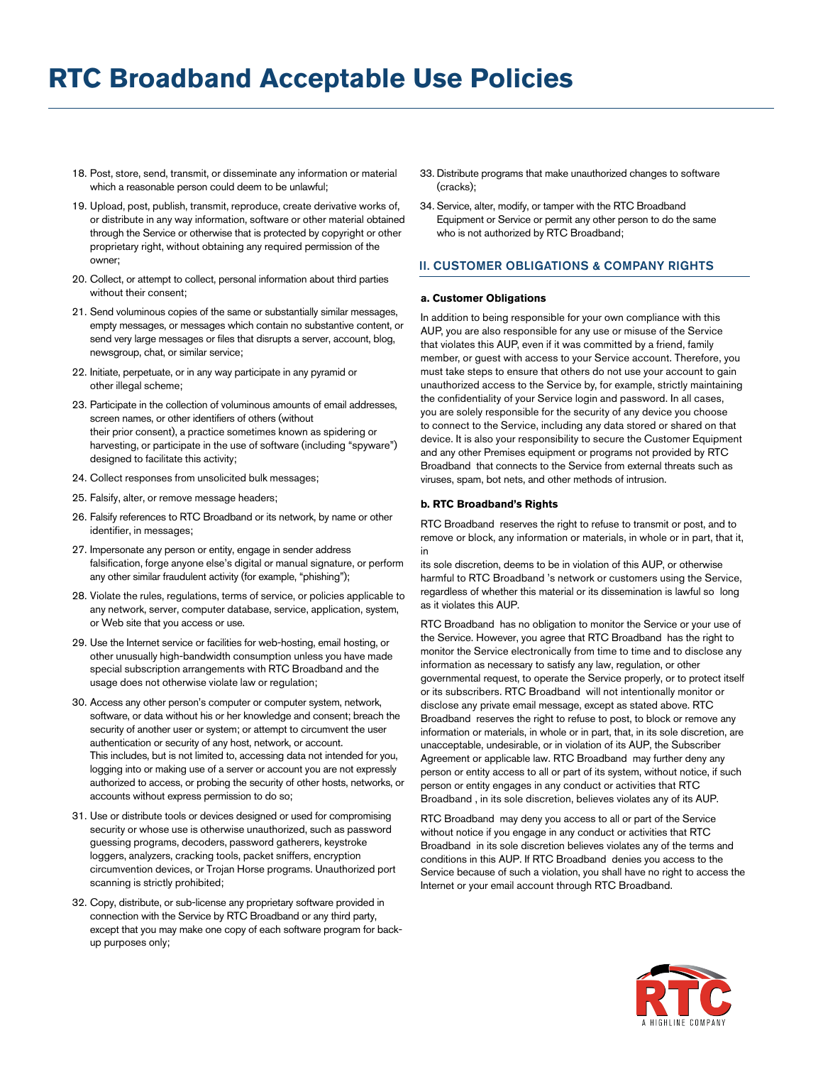# RTC Broadband Acceptable Use Policies

18. Post, store, send, transmit, or disseminate any information or material which a reasonable person could deem to be unlawful;
19. Upload, post, publish, transmit, reproduce, create derivative works of, or distribute in any way information, software or other material obtained through the Service or otherwise that is protected by copyright or other proprietary right, without obtaining any required permission of the owner;
20. Collect, or attempt to collect, personal information about third parties without their consent;
21. Send voluminous copies of the same or substantially similar messages, empty messages, or messages which contain no substantive content, or send very large messages or files that disrupts a server, account, blog, newsgroup, chat, or similar service;
22. Initiate, perpetuate, or in any way participate in any pyramid or other illegal scheme;
23. Participate in the collection of voluminous amounts of email addresses, screen names, or other identifiers of others (without their prior consent), a practice sometimes known as spidering or harvesting, or participate in the use of software (including "spyware") designed to facilitate this activity;
24. Collect responses from unsolicited bulk messages;
25. Falsify, alter, or remove message headers;
26. Falsify references to RTC Broadband or its network, by name or other identifier, in messages;
27. Impersonate any person or entity, engage in sender address falsification, forge anyone else's digital or manual signature, or perform any other similar fraudulent activity (for example, "phishing");
28. Violate the rules, regulations, terms of service, or policies applicable to any network, server, computer database, service, application, system, or Web site that you access or use.
29. Use the Internet service or facilities for web-hosting, email hosting, or other unusually high-bandwidth consumption unless you have made special subscription arrangements with RTC Broadband and the usage does not otherwise violate law or regulation;
30. Access any other person's computer or computer system, network, software, or data without his or her knowledge and consent; breach the security of another user or system; or attempt to circumvent the user authentication or security of any host, network, or account. This includes, but is not limited to, accessing data not intended for you, logging into or making use of a server or account you are not expressly authorized to access, or probing the security of other hosts, networks, or accounts without express permission to do so;
31. Use or distribute tools or devices designed or used for compromising security or whose use is otherwise unauthorized, such as password guessing programs, decoders, password gatherers, keystroke loggers, analyzers, cracking tools, packet sniffers, encryption circumvention devices, or Trojan Horse programs. Unauthorized port scanning is strictly prohibited;
32. Copy, distribute, or sub-license any proprietary software provided in connection with the Service by RTC Broadband or any third party, except that you may make one copy of each software program for back-up purposes only;
33. Distribute programs that make unauthorized changes to software (cracks);
34. Service, alter, modify, or tamper with the RTC Broadband Equipment or Service or permit any other person to do the same who is not authorized by RTC Broadband;

## II. CUSTOMER OBLIGATIONS & COMPANY RIGHTS

### a. Customer Obligations

In addition to being responsible for your own compliance with this AUP, you are also responsible for any use or misuse of the Service that violates this AUP, even if it was committed by a friend, family member, or guest with access to your Service account. Therefore, you must take steps to ensure that others do not use your account to gain unauthorized access to the Service by, for example, strictly maintaining the confidentiality of your Service login and password. In all cases, you are solely responsible for the security of any device you choose to connect to the Service, including any data stored or shared on that device. It is also your responsibility to secure the Customer Equipment and any other Premises equipment or programs not provided by RTC Broadband that connects to the Service from external threats such as viruses, spam, bot nets, and other methods of intrusion.

### b. RTC Broadband's Rights

RTC Broadband reserves the right to refuse to transmit or post, and to remove or block, any information or materials, in whole or in part, that it, in its sole discretion, deems to be in violation of this AUP, or otherwise harmful to RTC Broadband 's network or customers using the Service, regardless of whether this material or its dissemination is lawful so long as it violates this AUP.

RTC Broadband has no obligation to monitor the Service or your use of the Service. However, you agree that RTC Broadband has the right to monitor the Service electronically from time to time and to disclose any information as necessary to satisfy any law, regulation, or other governmental request, to operate the Service properly, or to protect itself or its subscribers. RTC Broadband will not intentionally monitor or disclose any private email message, except as stated above. RTC Broadband reserves the right to refuse to post, to block or remove any information or materials, in whole or in part, that, in its sole discretion, are unacceptable, undesirable, or in violation of its AUP, the Subscriber Agreement or applicable law. RTC Broadband may further deny any person or entity access to all or part of its system, without notice, if such person or entity engages in any conduct or activities that RTC Broadband , in its sole discretion, believes violates any of its AUP.

RTC Broadband may deny you access to all or part of the Service without notice if you engage in any conduct or activities that RTC Broadband in its sole discretion believes violates any of the terms and conditions in this AUP. If RTC Broadband denies you access to the Service because of such a violation, you shall have no right to access the Internet or your email account through RTC Broadband.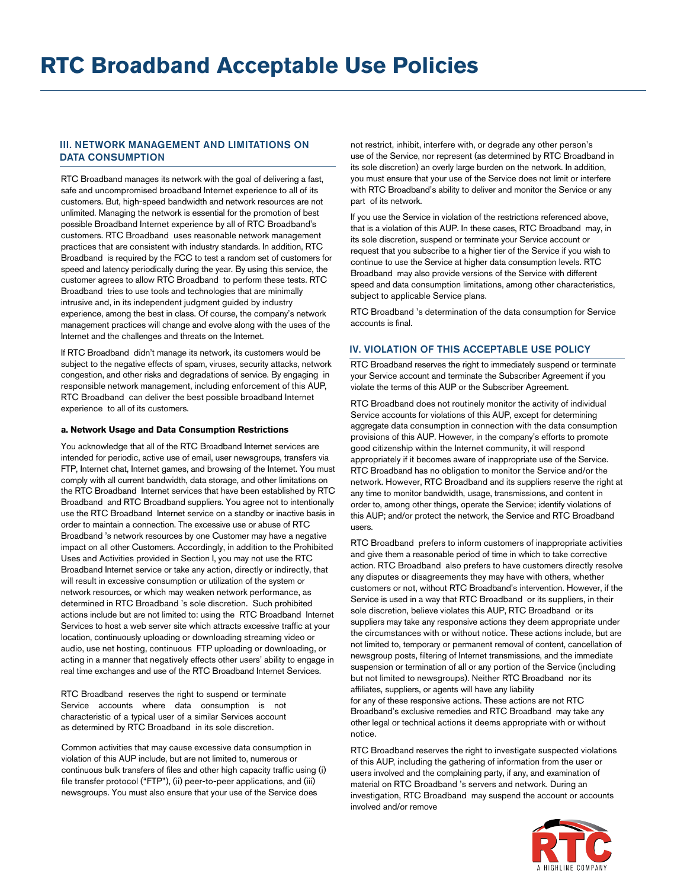# RTC Broadband Acceptable Use Policies

## III. NETWORK MANAGEMENT AND LIMITATIONS ON DATA CONSUMPTION

RTC Broadband manages its network with the goal of delivering a fast, safe and uncompromised broadband Internet experience to all of its customers. But, high-speed bandwidth and network resources are not unlimited. Managing the network is essential for the promotion of best possible Broadband Internet experience by all of RTC Broadband's customers. RTC Broadband uses reasonable network management practices that are consistent with industry standards. In addition, RTC Broadband is required by the FCC to test a random set of customers for speed and latency periodically during the year. By using this service, the customer agrees to allow RTC Broadband to perform these tests. RTC Broadband tries to use tools and technologies that are minimally intrusive and, in its independent judgment guided by industry experience, among the best in class. Of course, the company's network management practices will change and evolve along with the uses of the Internet and the challenges and threats on the Internet.

If RTC Broadband didn't manage its network, its customers would be subject to the negative effects of spam, viruses, security attacks, network congestion, and other risks and degradations of service. By engaging in responsible network management, including enforcement of this AUP, RTC Broadband can deliver the best possible broadband Internet experience to all of its customers.

**a. Network Usage and Data Consumption Restrictions**

You acknowledge that all of the RTC Broadband Internet services are intended for periodic, active use of email, user newsgroups, transfers via FTP, Internet chat, Internet games, and browsing of the Internet. You must comply with all current bandwidth, data storage, and other limitations on the RTC Broadband Internet services that have been established by RTC Broadband and RTC Broadband suppliers. You agree not to intentionally use the RTC Broadband Internet service on a standby or inactive basis in order to maintain a connection. The excessive use or abuse of RTC Broadband 's network resources by one Customer may have a negative impact on all other Customers. Accordingly, in addition to the Prohibited Uses and Activities provided in Section I, you may not use the RTC Broadband Internet service or take any action, directly or indirectly, that will result in excessive consumption or utilization of the system or network resources, or which may weaken network performance, as determined in RTC Broadband 's sole discretion. Such prohibited actions include but are not limited to: using the RTC Broadband Internet Services to host a web server site which attracts excessive traffic at your location, continuously uploading or downloading streaming video or audio, use net hosting, continuous FTP uploading or downloading, or acting in a manner that negatively effects other users' ability to engage in real time exchanges and use of the RTC Broadband Internet Services.

RTC Broadband reserves the right to suspend or terminate Service accounts where data consumption is not characteristic of a typical user of a similar Services account as determined by RTC Broadband in its sole discretion.

Common activities that may cause excessive data consumption in violation of this AUP include, but are not limited to, numerous or continuous bulk transfers of files and other high capacity traffic using (i) file transfer protocol ("FTP"), (ii) peer-to-peer applications, and (iii) newsgroups. You must also ensure that your use of the Service does not restrict, inhibit, interfere with, or degrade any other person's use of the Service, nor represent (as determined by RTC Broadband in its sole discretion) an overly large burden on the network. In addition, you must ensure that your use of the Service does not limit or interfere with RTC Broadband's ability to deliver and monitor the Service or any part of its network.

If you use the Service in violation of the restrictions referenced above, that is a violation of this AUP. In these cases, RTC Broadband may, in its sole discretion, suspend or terminate your Service account or request that you subscribe to a higher tier of the Service if you wish to continue to use the Service at higher data consumption levels. RTC Broadband may also provide versions of the Service with different speed and data consumption limitations, among other characteristics, subject to applicable Service plans.

RTC Broadband 's determination of the data consumption for Service accounts is final.

## IV. VIOLATION OF THIS ACCEPTABLE USE POLICY

RTC Broadband reserves the right to immediately suspend or terminate your Service account and terminate the Subscriber Agreement if you violate the terms of this AUP or the Subscriber Agreement.

RTC Broadband does not routinely monitor the activity of individual Service accounts for violations of this AUP, except for determining aggregate data consumption in connection with the data consumption provisions of this AUP. However, in the company's efforts to promote good citizenship within the Internet community, it will respond appropriately if it becomes aware of inappropriate use of the Service. RTC Broadband has no obligation to monitor the Service and/or the network. However, RTC Broadband and its suppliers reserve the right at any time to monitor bandwidth, usage, transmissions, and content in order to, among other things, operate the Service; identify violations of this AUP; and/or protect the network, the Service and RTC Broadband users.

RTC Broadband prefers to inform customers of inappropriate activities and give them a reasonable period of time in which to take corrective action. RTC Broadband also prefers to have customers directly resolve any disputes or disagreements they may have with others, whether customers or not, without RTC Broadband's intervention. However, if the Service is used in a way that RTC Broadband or its suppliers, in their sole discretion, believe violates this AUP, RTC Broadband or its suppliers may take any responsive actions they deem appropriate under the circumstances with or without notice. These actions include, but are not limited to, temporary or permanent removal of content, cancellation of newsgroup posts, filtering of Internet transmissions, and the immediate suspension or termination of all or any portion of the Service (including but not limited to newsgroups). Neither RTC Broadband nor its affiliates, suppliers, or agents will have any liability for any of these responsive actions. These actions are not RTC Broadband's exclusive remedies and RTC Broadband may take any other legal or technical actions it deems appropriate with or without notice.

RTC Broadband reserves the right to investigate suspected violations of this AUP, including the gathering of information from the user or users involved and the complaining party, if any, and examination of material on RTC Broadband 's servers and network. During an investigation, RTC Broadband may suspend the account or accounts involved and/or remove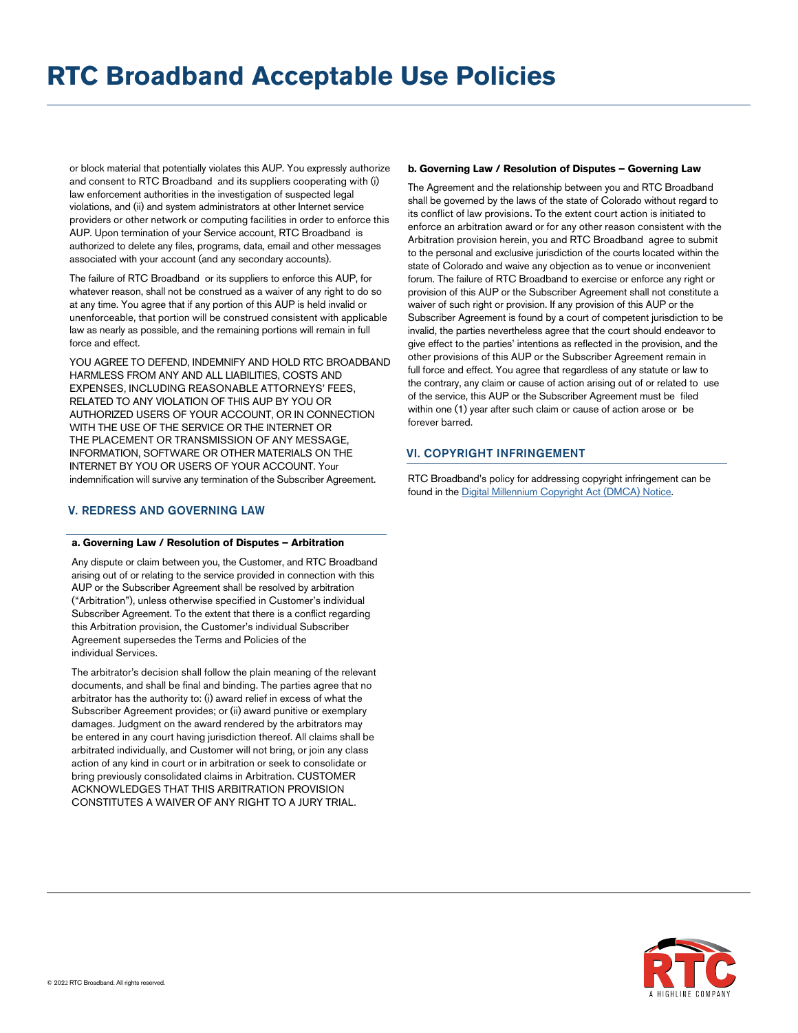or block material that potentially violates this AUP. You expressly authorize and consent to RTC Broadband and its suppliers cooperating with (i) law enforcement authorities in the investigation of suspected legal violations, and (ii) and system administrators at other Internet service providers or other network or computing facilities in order to enforce this AUP. Upon termination of your Service account, RTC Broadband is authorized to delete any files, programs, data, email and other messages associated with your account (and any secondary accounts).

The failure of RTC Broadband or its suppliers to enforce this AUP, for whatever reason, shall not be construed as a waiver of any right to do so at any time. You agree that if any portion of this AUP is held invalid or unenforceable, that portion will be construed consistent with applicable law as nearly as possible, and the remaining portions will remain in full force and effect.

YOU AGREE TO DEFEND, INDEMNIFY AND HOLD RTC BROADBAND HARMLESS FROM ANY AND ALL LIABILITIES, COSTS AND EXPENSES, INCLUDING REASONABLE ATTORNEYS' FEES, RELATED TO ANY VIOLATION OF THIS AUP BY YOU OR AUTHORIZED USERS OF YOUR ACCOUNT, OR IN CONNECTION WITH THE USE OF THE SERVICE OR THE INTERNET OR THE PLACEMENT OR TRANSMISSION OF ANY MESSAGE, INFORMATION, SOFTWARE OR OTHER MATERIALS ON THE INTERNET BY YOU OR USERS OF YOUR ACCOUNT. Your indemnification will survive any termination of the Subscriber Agreement.

## V. REDRESS AND GOVERNING LAW

### a. Governing Law / Resolution of Disputes – Arbitration

Any dispute or claim between you, the Customer, and RTC Broadband arising out of or relating to the service provided in connection with this AUP or the Subscriber Agreement shall be resolved by arbitration ("Arbitration"), unless otherwise specified in Customer's individual Subscriber Agreement. To the extent that there is a conflict regarding this Arbitration provision, the Customer's individual Subscriber Agreement supersedes the Terms and Policies of the individual Services.

The arbitrator's decision shall follow the plain meaning of the relevant documents, and shall be final and binding. The parties agree that no arbitrator has the authority to: (i) award relief in excess of what the Subscriber Agreement provides; or (ii) award punitive or exemplary damages. Judgment on the award rendered by the arbitrators may be entered in any court having jurisdiction thereof. All claims shall be arbitrated individually, and Customer will not bring, or join any class action of any kind in court or in arbitration or seek to consolidate or bring previously consolidated claims in Arbitration. CUSTOMER ACKNOWLEDGES THAT THIS ARBITRATION PROVISION CONSTITUTES A WAIVER OF ANY RIGHT TO A JURY TRIAL.

### b. Governing Law / Resolution of Disputes – Governing Law

The Agreement and the relationship between you and RTC Broadband shall be governed by the laws of the state of Colorado without regard to its conflict of law provisions. To the extent court action is initiated to enforce an arbitration award or for any other reason consistent with the Arbitration provision herein, you and RTC Broadband agree to submit to the personal and exclusive jurisdiction of the courts located within the state of Colorado and waive any objection as to venue or inconvenient forum. The failure of RTC Broadband to exercise or enforce any right or provision of this AUP or the Subscriber Agreement shall not constitute a waiver of such right or provision. If any provision of this AUP or the Subscriber Agreement is found by a court of competent jurisdiction to be invalid, the parties nevertheless agree that the court should endeavor to give effect to the parties' intentions as reflected in the provision, and the other provisions of this AUP or the Subscriber Agreement remain in full force and effect. You agree that regardless of any statute or law to the contrary, any claim or cause of action arising out of or related to use of the service, this AUP or the Subscriber Agreement must be filed within one (1) year after such claim or cause of action arose or be forever barred.

## VI. COPYRIGHT INFRINGEMENT

RTC Broadband's policy for addressing copyright infringement can be found in the Digital Millennium Copyright Act (DMCA) Notice.